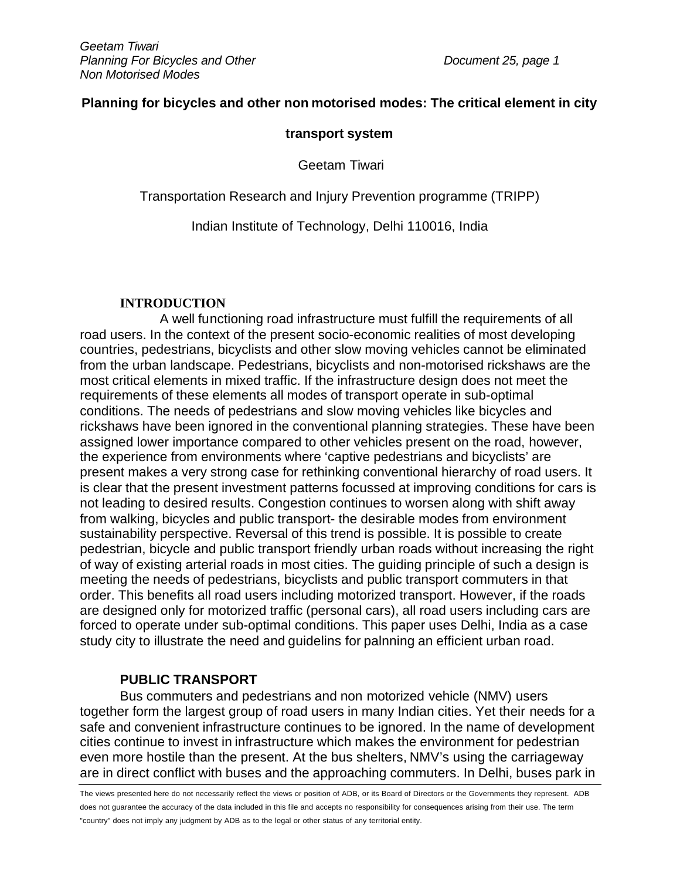# Planning for bicycles and other non motorised modes: The critical element in city transport system

Geetam Tiwari

Transportation Research and Injury Prevention programme (TRIPP)

Indian Institute of Technology, Delhi 110016, India

## INTRODUCTION

A well functioning road infrastructure must fulfill the requirements of all road users. In the context of the present socio-economic realities of most developing countries, pedestrians, bicyclists and other slow moving vehicles cannot be eliminated from the urban landscape. Pedestrians, bicyclists and non-motorised rickshaws are the most critical elements in mixed traffic. If the infrastructure design does not meet the requirements of these elements all modes of transport operate in sub-optimal conditions. The needs of pedestrians and slow moving vehicles like bicycles and rickshaws have been ignored in the conventional planning strategies. These have been assigned lower importance compared to other vehicles present on the road, however, the experience from environments where 'captive pedestrians and bicyclists' are present makes a very strong case for rethinking conventional hierarchy of road users. It is clear that the present investment patterns focussed at improving conditions for cars is not leading to desired results. Congestion continues to worsen along with shift away from walking, bicycles and public transport- the desirable modes from environment sustainability perspective. Reversal of this trend is possible. It is possible to create pedestrian, bicycle and public transport friendly urban roads without increasing the right of way of existing arterial roads in most cities. The guiding principle of such a design is meeting the needs of pedestrians, bicyclists and public transport commuters in that order. This benefits all road users including motorized transport. However, if the roads are designed only for motorized traffic (personal cars), all road users including cars are forced to operate under sub-optimal conditions. This paper uses Delhi, India as a case study city to illustrate the need and guidelins for palnning an efficient urban road.

## PUBLIC TRANSPORT

Bus commuters and pedestrians and non motorized vehicle (NMV) users together form the largest group of road users in many Indian cities. Yet their needs for a safe and convenient infrastructure continues to be ignored. In the name of development cities continue to invest in infrastructure which makes the environment for pedestrian even more hostile than the present. At the bus shelters, NMV's using the carriageway are in direct conflict with buses and the approaching commuters. In Delhi, buses park in

The views presented here do not necessarily reflect the views or position of ADB, or its Board of Directors or the Governments they represent. ADB does not guarantee the accuracy of the data included in this file and accepts no responsibility for consequences arising from their use. The term "country" does not imply any judgment by ADB as to the legal or other status of any territorial entity.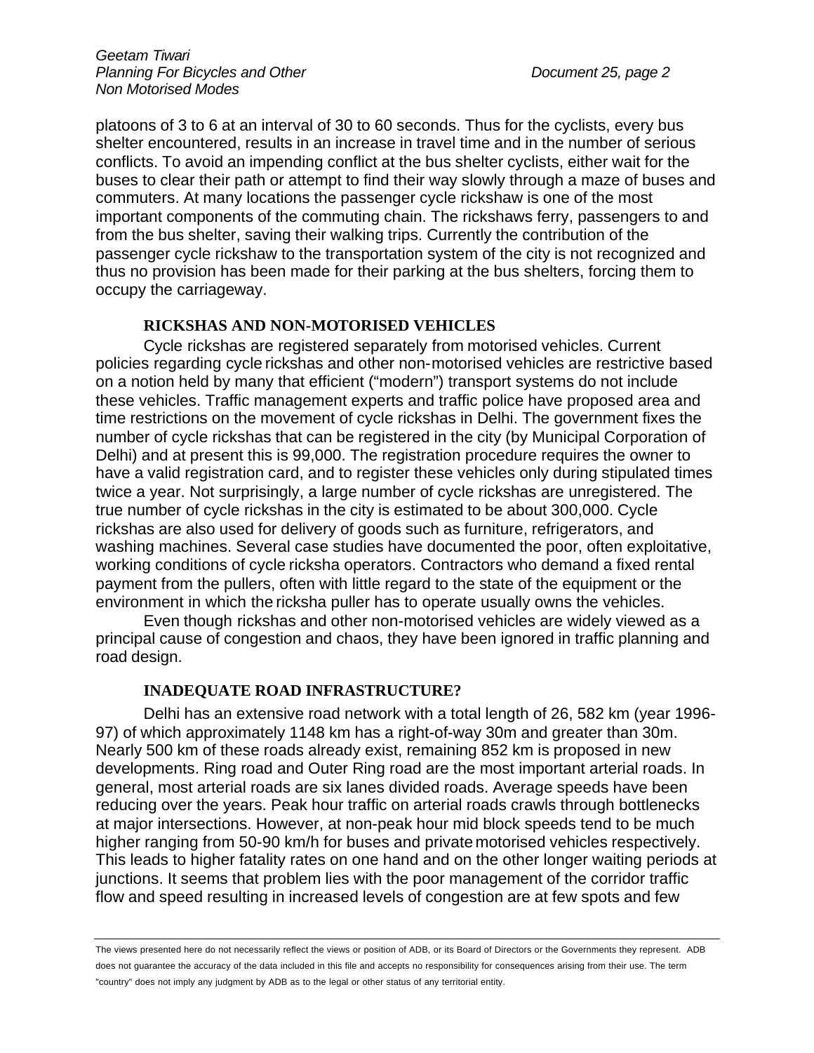platoons of 3 to 6 at an interval of 30 to 60 seconds. Thus for the cyclists, every bus shelter encountered, results in an increase in travel time and in the number of serious conflicts. To avoid an impending conflict at the bus shelter cyclists, either wait for the buses to clear their path or attempt to find their way slowly through a maze of buses and commuters. At many locations the passenger cycle rickshaw is one of the most important components of the commuting chain. The rickshaws ferry, passengers to and from the bus shelter, saving their walking trips. Currently the contribution of the passenger cycle rickshaw to the transportation system of the city is not recognized and thus no provision has been made for their parking at the bus shelters, forcing them to occupy the carriageway.

## RICKSHAS AND NON-MOTORISED VEHICLES

Cycle rickshas are registered separately from motorised vehicles. Current policies regarding cycle rickshas and other non-motorised vehicles are restrictive based on a notion held by many that efficient ("modern") transport systems do not include these vehicles. Traffic management experts and traffic police have proposed area and time restrictions on the movement of cycle rickshas in Delhi. The government fixes the number of cycle rickshas that can be registered in the city (by Municipal Corporation of Delhi) and at present this is 99,000. The registration procedure requires the owner to have a valid registration card, and to register these vehicles only during stipulated times twice a year. Not surprisingly, a large number of cycle rickshas are unregistered. The true number of cycle rickshas in the city is estimated to be about 300,000. Cycle rickshas are also used for delivery of goods such as furniture, refrigerators, and washing machines. Several case studies have documented the poor, often exploitative, working conditions of cycle ricksha operators. Contractors who demand a fixed rental payment from the pullers, often with little regard to the state of the equipment or the environment in which the ricksha puller has to operate usually owns the vehicles.

Even though rickshas and other non-motorised vehicles are widely viewed as a principal cause of congestion and chaos, they have been ignored in traffic planning and road design.

## INADEQUATE ROAD INFRASTRUCTURE?

Delhi has an extensive road network with a total length of 26, 582 km (year 1996-97) of which approximately 1148 km has a right-of-way 30m and greater than 30m. Nearly 500 km of these roads already exist, remaining 852 km is proposed in new developments. Ring road and Outer Ring road are the most important arterial roads. In general, most arterial roads are six lanes divided roads. Average speeds have been reducing over the years. Peak hour traffic on arterial roads crawls through bottlenecks at major intersections. However, at non-peak hour mid block speeds tend to be much higher ranging from 50-90 km/h for buses and private motorised vehicles respectively. This leads to higher fatality rates on one hand and on the other longer waiting periods at junctions. It seems that problem lies with the poor management of the corridor traffic flow and speed resulting in increased levels of congestion are at few spots and few

The views presented here do not necessarily reflect the views or position of ADB, or its Board of Directors or the Governments they represent. ADB does not guarantee the accuracy of the data included in this file and accepts no responsibility for consequences arising from their use. The term "country" does not imply any judgment by ADB as to the legal or other status of any territorial entity.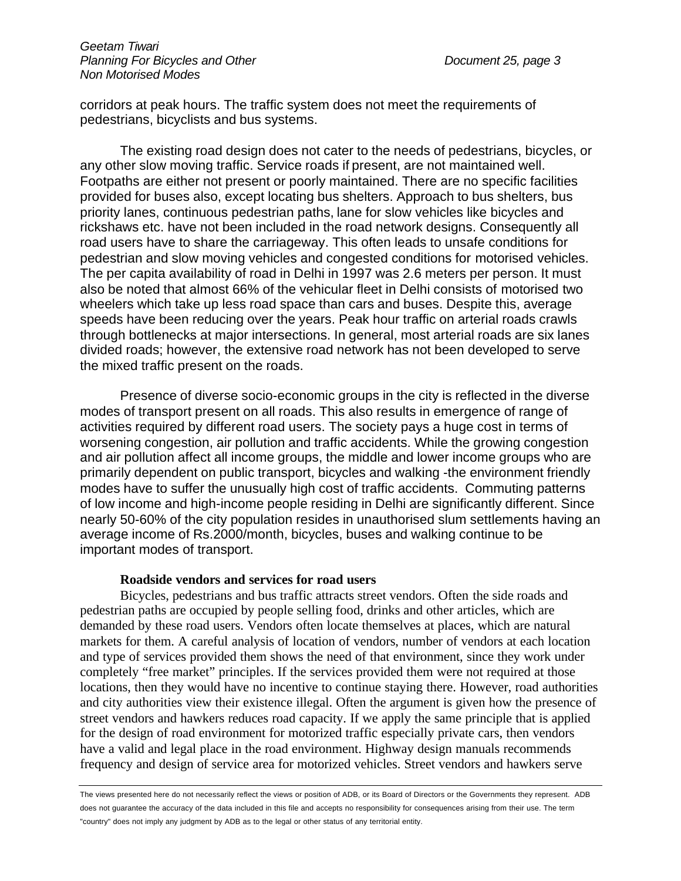corridors at peak hours. The traffic system does not meet the requirements of pedestrians, bicyclists and bus systems.

The existing road design does not cater to the needs of pedestrians, bicycles, or any other slow moving traffic. Service roads if present, are not maintained well. Footpaths are either not present or poorly maintained. There are no specific facilities provided for buses also, except locating bus shelters. Approach to bus shelters, bus priority lanes, continuous pedestrian paths, lane for slow vehicles like bicycles and rickshaws etc. have not been included in the road network designs. Consequently all road users have to share the carriageway. This often leads to unsafe conditions for pedestrian and slow moving vehicles and congested conditions for motorised vehicles. The per capita availability of road in Delhi in 1997 was 2.6 meters per person. It must also be noted that almost 66% of the vehicular fleet in Delhi consists of motorised two wheelers which take up less road space than cars and buses. Despite this, average speeds have been reducing over the years. Peak hour traffic on arterial roads crawls through bottlenecks at major intersections. In general, most arterial roads are six lanes divided roads; however, the extensive road network has not been developed to serve the mixed traffic present on the roads.

Presence of diverse socio-economic groups in the city is reflected in the diverse modes of transport present on all roads. This also results in emergence of range of activities required by different road users. The society pays a huge cost in terms of worsening congestion, air pollution and traffic accidents. While the growing congestion and air pollution affect all income groups, the middle and lower income groups who are primarily dependent on public transport, bicycles and walking -the environment friendly modes have to suffer the unusually high cost of traffic accidents. Commuting patterns of low income and high-income people residing in Delhi are significantly different. Since nearly 50-60% of the city population resides in unauthorised slum settlements having an average income of Rs.2000/month, bicycles, buses and walking continue to be important modes of transport.

**Roadside vendors and services for road users**

Bicycles, pedestrians and bus traffic attracts street vendors. Often the side roads and pedestrian paths are occupied by people selling food, drinks and other articles, which are demanded by these road users. Vendors often locate themselves at places, which are natural markets for them. A careful analysis of location of vendors, number of vendors at each location and type of services provided them shows the need of that environment, since they work under completely "free market" principles. If the services provided them were not required at those locations, then they would have no incentive to continue staying there. However, road authorities and city authorities view their existence illegal. Often the argument is given how the presence of street vendors and hawkers reduces road capacity. If we apply the same principle that is applied for the design of road environment for motorized traffic especially private cars, then vendors have a valid and legal place in the road environment. Highway design manuals recommends frequency and design of service area for motorized vehicles. Street vendors and hawkers serve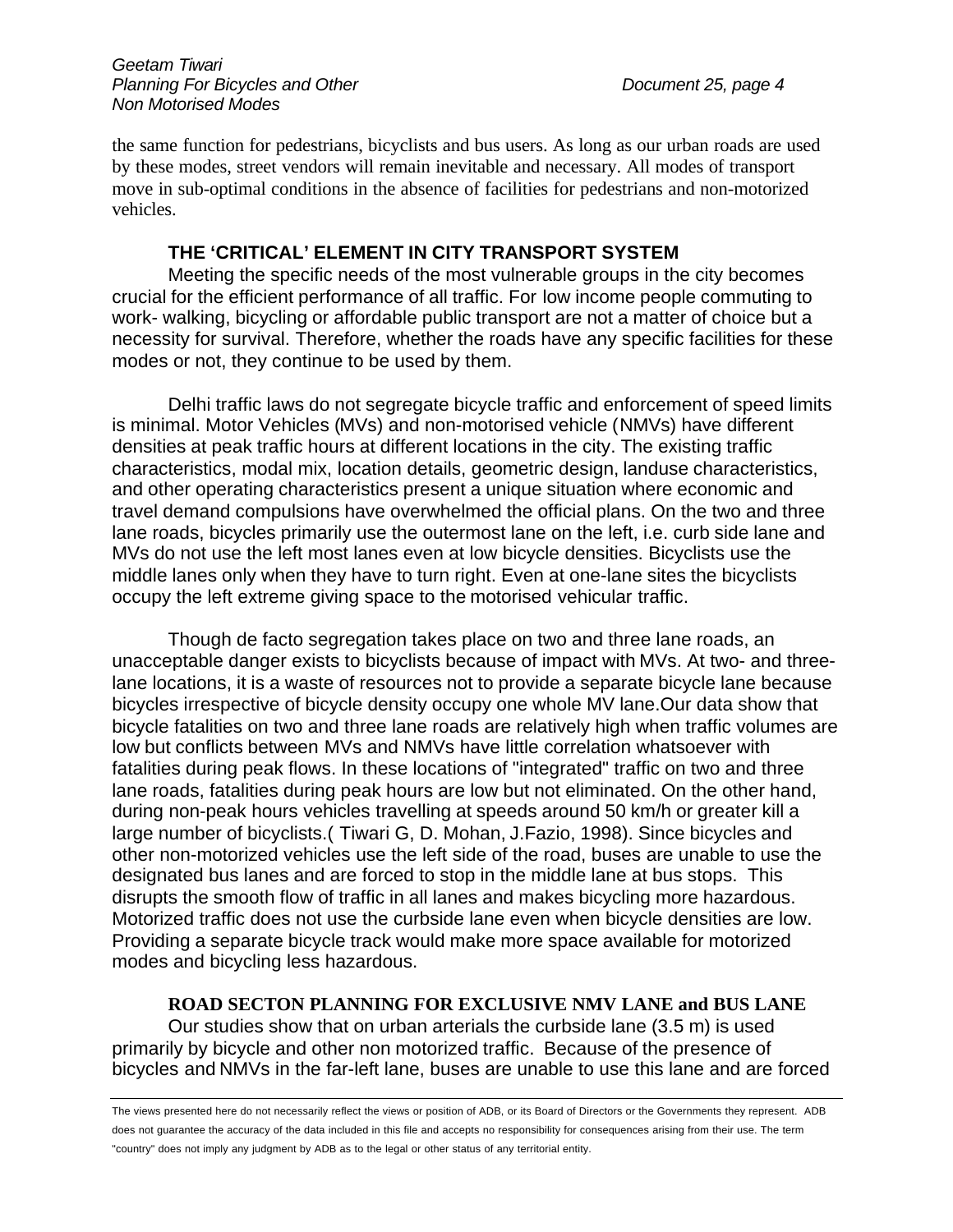the same function for pedestrians, bicyclists and bus users. As long as our urban roads are used by these modes, street vendors will remain inevitable and necessary. All modes of transport move in sub-optimal conditions in the absence of facilities for pedestrians and non-motorized vehicles.

## THE 'CRITICAL' ELEMENT IN CITY TRANSPORT SYSTEM

Meeting the specific needs of the most vulnerable groups in the city becomes crucial for the efficient performance of all traffic. For low income people commuting to work- walking, bicycling or affordable public transport are not a matter of choice but a necessity for survival. Therefore, whether the roads have any specific facilities for these modes or not, they continue to be used by them.

Delhi traffic laws do not segregate bicycle traffic and enforcement of speed limits is minimal. Motor Vehicles (MVs) and non-motorised vehicle (NMVs) have different densities at peak traffic hours at different locations in the city. The existing traffic characteristics, modal mix, location details, geometric design, landuse characteristics, and other operating characteristics present a unique situation where economic and travel demand compulsions have overwhelmed the official plans. On the two and three lane roads, bicycles primarily use the outermost lane on the left, i.e. curb side lane and MVs do not use the left most lanes even at low bicycle densities. Bicyclists use the middle lanes only when they have to turn right. Even at one-lane sites the bicyclists occupy the left extreme giving space to the motorised vehicular traffic.

Though de facto segregation takes place on two and three lane roads, an unacceptable danger exists to bicyclists because of impact with MVs. At two- and three-lane locations, it is a waste of resources not to provide a separate bicycle lane because bicycles irrespective of bicycle density occupy one whole MV lane.Our data show that bicycle fatalities on two and three lane roads are relatively high when traffic volumes are low but conflicts between MVs and NMVs have little correlation whatsoever with fatalities during peak flows. In these locations of "integrated" traffic on two and three lane roads, fatalities during peak hours are low but not eliminated. On the other hand, during non-peak hours vehicles travelling at speeds around 50 km/h or greater kill a large number of bicyclists.( Tiwari G, D. Mohan, J.Fazio, 1998). Since bicycles and other non-motorized vehicles use the left side of the road, buses are unable to use the designated bus lanes and are forced to stop in the middle lane at bus stops. This disrupts the smooth flow of traffic in all lanes and makes bicycling more hazardous. Motorized traffic does not use the curbside lane even when bicycle densities are low. Providing a separate bicycle track would make more space available for motorized modes and bicycling less hazardous.

## ROAD SECTON PLANNING FOR EXCLUSIVE NMV LANE and BUS LANE

Our studies show that on urban arterials the curbside lane (3.5 m) is used primarily by bicycle and other non motorized traffic. Because of the presence of bicycles and NMVs in the far-left lane, buses are unable to use this lane and are forced

The views presented here do not necessarily reflect the views or position of ADB, or its Board of Directors or the Governments they represent. ADB does not guarantee the accuracy of the data included in this file and accepts no responsibility for consequences arising from their use. The term "country" does not imply any judgment by ADB as to the legal or other status of any territorial entity.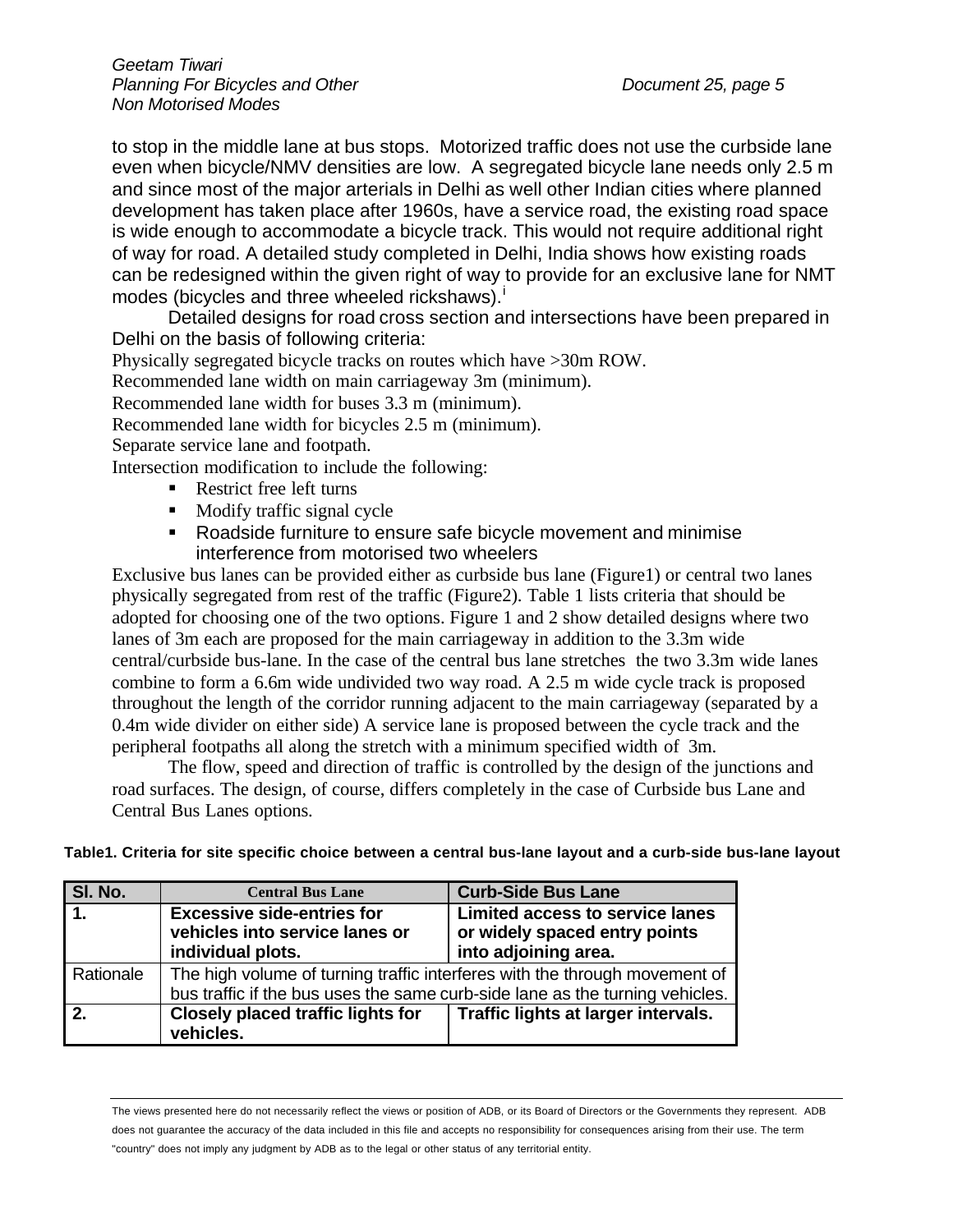to stop in the middle lane at bus stops. Motorized traffic does not use the curbside lane even when bicycle/NMV densities are low. A segregated bicycle lane needs only 2.5 m and since most of the major arterials in Delhi as well other Indian cities where planned development has taken place after 1960s, have a service road, the existing road space is wide enough to accommodate a bicycle track. This would not require additional right of way for road. A detailed study completed in Delhi, India shows how existing roads can be redesigned within the given right of way to provide for an exclusive lane for NMT modes (bicycles and three wheeled rickshaws).[i]

Detailed designs for road cross section and intersections have been prepared in Delhi on the basis of following criteria:

Physically segregated bicycle tracks on routes which have >30m ROW.

Recommended lane width on main carriageway 3m (minimum).

Recommended lane width for buses 3.3 m (minimum).

Recommended lane width for bicycles 2.5 m (minimum).

Separate service lane and footpath.

Intersection modification to include the following:

- Restrict free left turns
- Modify traffic signal cycle
- Roadside furniture to ensure safe bicycle movement and minimise interference from motorised two wheelers

Exclusive bus lanes can be provided either as curbside bus lane (Figure1) or central two lanes physically segregated from rest of the traffic (Figure2). Table 1 lists criteria that should be adopted for choosing one of the two options. Figure 1 and 2 show detailed designs where two lanes of 3m each are proposed for the main carriageway in addition to the 3.3m wide central/curbside bus-lane. In the case of the central bus lane stretches the two 3.3m wide lanes combine to form a 6.6m wide undivided two way road. A 2.5 m wide cycle track is proposed throughout the length of the corridor running adjacent to the main carriageway (separated by a 0.4m wide divider on either side) A service lane is proposed between the cycle track and the peripheral footpaths all along the stretch with a minimum specified width of 3m.

The flow, speed and direction of traffic is controlled by the design of the junctions and road surfaces. The design, of course, differs completely in the case of Curbside bus Lane and Central Bus Lanes options.

**Table1. Criteria for site specific choice between a central bus-lane layout and a curb-side bus-lane layout**

| Sl. No. | Central Bus Lane | Curb-Side Bus Lane |
|---|---|---|
| **1.** | **Excessive side-entries for vehicles into service lanes or individual plots.** | **Limited access to service lanes or widely spaced entry points into adjoining area.** |
| Rationale | The high volume of turning traffic interferes with the through movement of bus traffic if the bus uses the same curb-side lane as the turning vehicles. | |
| **2.** | **Closely placed traffic lights for vehicles.** | **Traffic lights at larger intervals.** |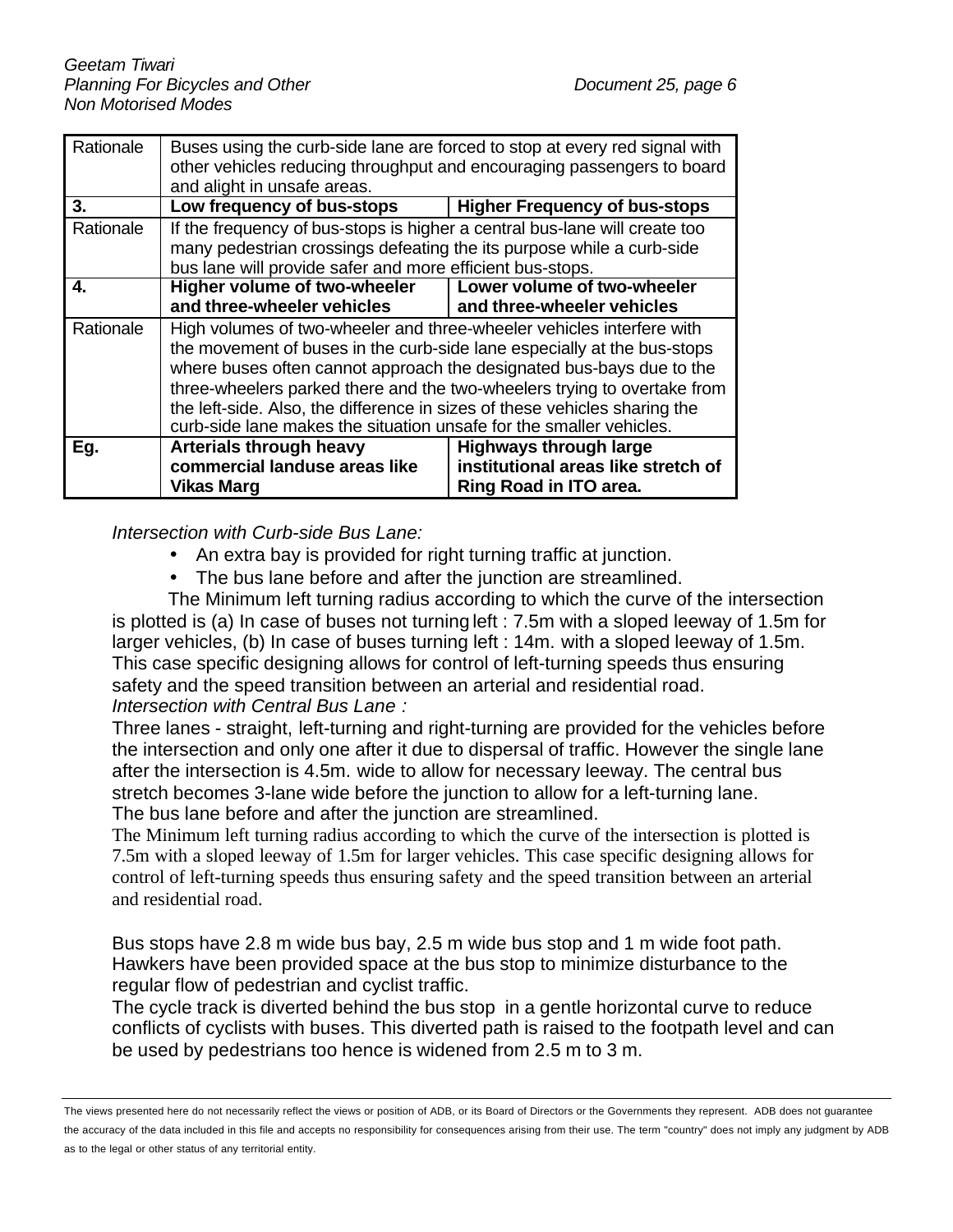| | | |
|---|---|---|
| Rationale | Buses using the curb-side lane are forced to stop at every red signal with other vehicles reducing throughput and encouraging passengers to board and alight in unsafe areas. | |
| **3.** | **Low frequency of bus-stops** | **Higher Frequency of bus-stops** |
| Rationale | If the frequency of bus-stops is higher a central bus-lane will create too many pedestrian crossings defeating the its purpose while a curb-side bus lane will provide safer and more efficient bus-stops. | |
| **4.** | **Higher volume of two-wheeler and three-wheeler vehicles** | **Lower volume of two-wheeler and three-wheeler vehicles** |
| Rationale | High volumes of two-wheeler and three-wheeler vehicles interfere with the movement of buses in the curb-side lane especially at the bus-stops where buses often cannot approach the designated bus-bays due to the three-wheelers parked there and the two-wheelers trying to overtake from the left-side. Also, the difference in sizes of these vehicles sharing the curb-side lane makes the situation unsafe for the smaller vehicles. | |
| **Eg.** | **Arterials through heavy commercial landuse areas like Vikas Marg** | **Highways through large institutional areas like stretch of Ring Road in ITO area.** |

*Intersection with Curb-side Bus Lane:*

- An extra bay is provided for right turning traffic at junction.
- The bus lane before and after the junction are streamlined.

The Minimum left turning radius according to which the curve of the intersection is plotted is (a) In case of buses not turning left : 7.5m with a sloped leeway of 1.5m for larger vehicles, (b) In case of buses turning left : 14m. with a sloped leeway of 1.5m. This case specific designing allows for control of left-turning speeds thus ensuring safety and the speed transition between an arterial and residential road.

*Intersection with Central Bus Lane :*

Three lanes - straight, left-turning and right-turning are provided for the vehicles before the intersection and only one after it due to dispersal of traffic. However the single lane after the intersection is 4.5m. wide to allow for necessary leeway. The central bus stretch becomes 3-lane wide before the junction to allow for a left-turning lane.
The bus lane before and after the junction are streamlined.

The Minimum left turning radius according to which the curve of the intersection is plotted is 7.5m with a sloped leeway of 1.5m for larger vehicles. This case specific designing allows for control of left-turning speeds thus ensuring safety and the speed transition between an arterial and residential road.

Bus stops have 2.8 m wide bus bay, 2.5 m wide bus stop and 1 m wide foot path. Hawkers have been provided space at the bus stop to minimize disturbance to the regular flow of pedestrian and cyclist traffic.
The cycle track is diverted behind the bus stop in a gentle horizontal curve to reduce conflicts of cyclists with buses. This diverted path is raised to the footpath level and can be used by pedestrians too hence is widened from 2.5 m to 3 m.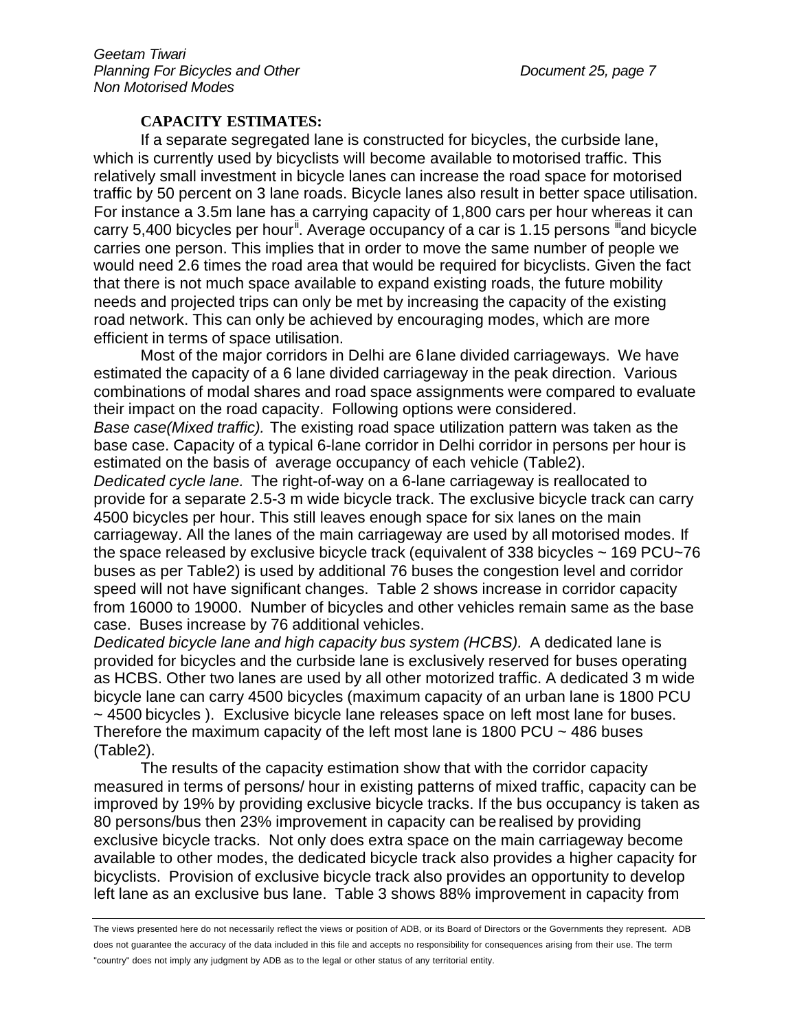**CAPACITY ESTIMATES:**

If a separate segregated lane is constructed for bicycles, the curbside lane, which is currently used by bicyclists will become available to motorised traffic. This relatively small investment in bicycle lanes can increase the road space for motorised traffic by 50 percent on 3 lane roads. Bicycle lanes also result in better space utilisation. For instance a 3.5m lane has a carrying capacity of 1,800 cars per hour whereas it can carry 5,400 bicycles per hour[ii]. Average occupancy of a car is 1.15 persons [iii]and bicycle carries one person. This implies that in order to move the same number of people we would need 2.6 times the road area that would be required for bicyclists. Given the fact that there is not much space available to expand existing roads, the future mobility needs and projected trips can only be met by increasing the capacity of the existing road network. This can only be achieved by encouraging modes, which are more efficient in terms of space utilisation.

Most of the major corridors in Delhi are 6 lane divided carriageways. We have estimated the capacity of a 6 lane divided carriageway in the peak direction. Various combinations of modal shares and road space assignments were compared to evaluate their impact on the road capacity. Following options were considered.

*Base case(Mixed traffic).* The existing road space utilization pattern was taken as the base case. Capacity of a typical 6-lane corridor in Delhi corridor in persons per hour is estimated on the basis of average occupancy of each vehicle (Table2).

*Dedicated cycle lane.* The right-of-way on a 6-lane carriageway is reallocated to provide for a separate 2.5-3 m wide bicycle track. The exclusive bicycle track can carry 4500 bicycles per hour. This still leaves enough space for six lanes on the main carriageway. All the lanes of the main carriageway are used by all motorised modes. If the space released by exclusive bicycle track (equivalent of 338 bicycles ~ 169 PCU~76 buses as per Table2) is used by additional 76 buses the congestion level and corridor speed will not have significant changes. Table 2 shows increase in corridor capacity from 16000 to 19000. Number of bicycles and other vehicles remain same as the base case. Buses increase by 76 additional vehicles.

*Dedicated bicycle lane and high capacity bus system (HCBS).* A dedicated lane is provided for bicycles and the curbside lane is exclusively reserved for buses operating as HCBS. Other two lanes are used by all other motorized traffic. A dedicated 3 m wide bicycle lane can carry 4500 bicycles (maximum capacity of an urban lane is 1800 PCU ~ 4500 bicycles ). Exclusive bicycle lane releases space on left most lane for buses. Therefore the maximum capacity of the left most lane is 1800 PCU ~ 486 buses (Table2).

The results of the capacity estimation show that with the corridor capacity measured in terms of persons/ hour in existing patterns of mixed traffic, capacity can be improved by 19% by providing exclusive bicycle tracks. If the bus occupancy is taken as 80 persons/bus then 23% improvement in capacity can be realised by providing exclusive bicycle tracks. Not only does extra space on the main carriageway become available to other modes, the dedicated bicycle track also provides a higher capacity for bicyclists. Provision of exclusive bicycle track also provides an opportunity to develop left lane as an exclusive bus lane. Table 3 shows 88% improvement in capacity from

The views presented here do not necessarily reflect the views or position of ADB, or its Board of Directors or the Governments they represent. ADB does not guarantee the accuracy of the data included in this file and accepts no responsibility for consequences arising from their use. The term "country" does not imply any judgment by ADB as to the legal or other status of any territorial entity.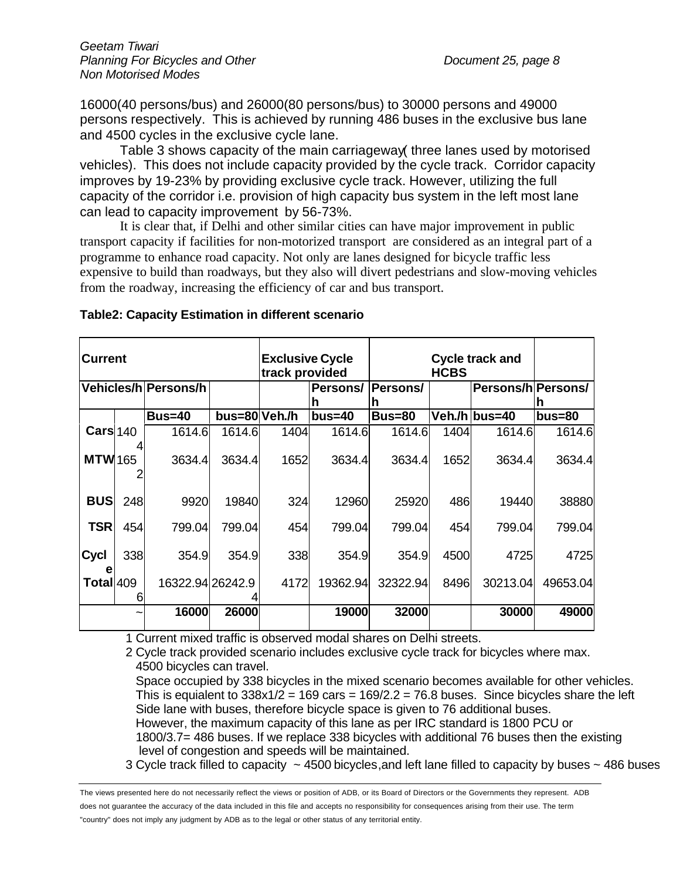16000(40 persons/bus) and 26000(80 persons/bus) to 30000 persons and 49000 persons respectively. This is achieved by running 486 buses in the exclusive bus lane and 4500 cycles in the exclusive cycle lane.

Table 3 shows capacity of the main carriageway( three lanes used by motorised vehicles). This does not include capacity provided by the cycle track. Corridor capacity improves by 19-23% by providing exclusive cycle track. However, utilizing the full capacity of the corridor i.e. provision of high capacity bus system in the left most lane can lead to capacity improvement by 56-73%.

It is clear that, if Delhi and other similar cities can have major improvement in public transport capacity if facilities for non-motorized transport are considered as an integral part of a programme to enhance road capacity. Not only are lanes designed for bicycle traffic less expensive to build than roadways, but they also will divert pedestrians and slow-moving vehicles from the roadway, increasing the efficiency of car and bus transport.

**Table2: Capacity Estimation in different scenario**

| Current | | | | Exclusive Cycle track provided | | | Cycle track and HCBS | | |
|---|---|---|---|---|---|---|---|---|---|
| | Vehicles/h | Persons/h | | | Persons/h | Persons/h | | Persons/h | Persons/h |
| | | Bus=40 | bus=80 | Veh./h | bus=40 | Bus=80 | Veh./h | bus=40 | bus=80 |
| **Cars** | 1404 | 1614.6 | 1614.6 | 1404 | 1614.6 | 1614.6 | 1404 | 1614.6 | 1614.6 |
| **MTW** | 1652 | 3634.4 | 3634.4 | 1652 | 3634.4 | 3634.4 | 1652 | 3634.4 | 3634.4 |
| **BUS** | 248 | 9920 | 19840 | 324 | 12960 | 25920 | 486 | 19440 | 38880 |
| **TSR** | 454 | 799.04 | 799.04 | 454 | 799.04 | 799.04 | 454 | 799.04 | 799.04 |
| **Cycle** | 338 | 354.9 | 354.9 | 338 | 354.9 | 354.9 | 4500 | 4725 | 4725 |
| **Total** | 4096 | 16322.94 | 26242.94 | 4172 | 19362.94 | 32322.94 | 8496 | 30213.04 | 49653.04 |
| | ~ | **16000** | **26000** | | **19000** | **32000** | | **30000** | **49000** |

1 Current mixed traffic is observed modal shares on Delhi streets.

2 Cycle track provided scenario includes exclusive cycle track for bicycles where max. 4500 bicycles can travel.
Space occupied by 338 bicycles in the mixed scenario becomes available for other vehicles. This is equialent to 338x1/2 = 169 cars = 169/2.2 = 76.8 buses. Since bicycles share the left Side lane with buses, therefore bicycle space is given to 76 additional buses.
However, the maximum capacity of this lane as per IRC standard is 1800 PCU or 1800/3.7= 486 buses. If we replace 338 bicycles with additional 76 buses then the existing level of congestion and speeds will be maintained.

3 Cycle track filled to capacity ~ 4500 bicycles,and left lane filled to capacity by buses ~ 486 buses

The views presented here do not necessarily reflect the views or position of ADB, or its Board of Directors or the Governments they represent. ADB does not guarantee the accuracy of the data included in this file and accepts no responsibility for consequences arising from their use. The term "country" does not imply any judgment by ADB as to the legal or other status of any territorial entity.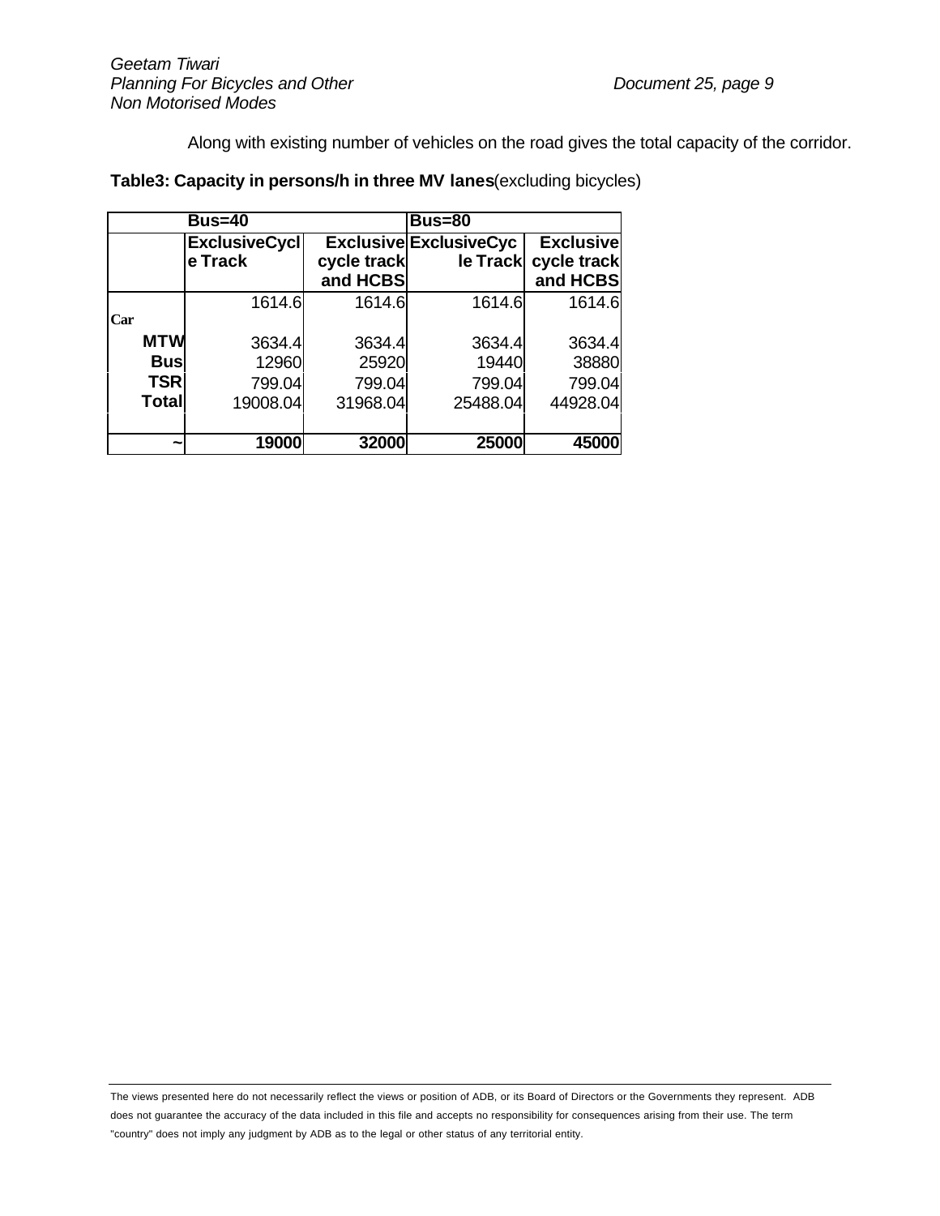Along with existing number of vehicles on the road gives the total capacity of the corridor.

**Table3: Capacity in persons/h in three MV lanes**(excluding bicycles)

| | **Bus=40** | | **Bus=80** | |
|---|---|---|---|---|
| | **ExclusiveCycle Track** | **Exclusive cycle track and HCBS** | **ExclusiveCycle Track** | **Exclusive cycle track and HCBS** |
| **Car** | 1614.6 | 1614.6 | 1614.6 | 1614.6 |
| **MTW** | 3634.4 | 3634.4 | 3634.4 | 3634.4 |
| **Bus** | 12960 | 25920 | 19440 | 38880 |
| **TSR** | 799.04 | 799.04 | 799.04 | 799.04 |
| **Total** | 19008.04 | 31968.04 | 25488.04 | 44928.04 |
| **~** | **19000** | **32000** | **25000** | **45000** |

The views presented here do not necessarily reflect the views or position of ADB, or its Board of Directors or the Governments they represent. ADB does not guarantee the accuracy of the data included in this file and accepts no responsibility for consequences arising from their use. The term "country" does not imply any judgment by ADB as to the legal or other status of any territorial entity.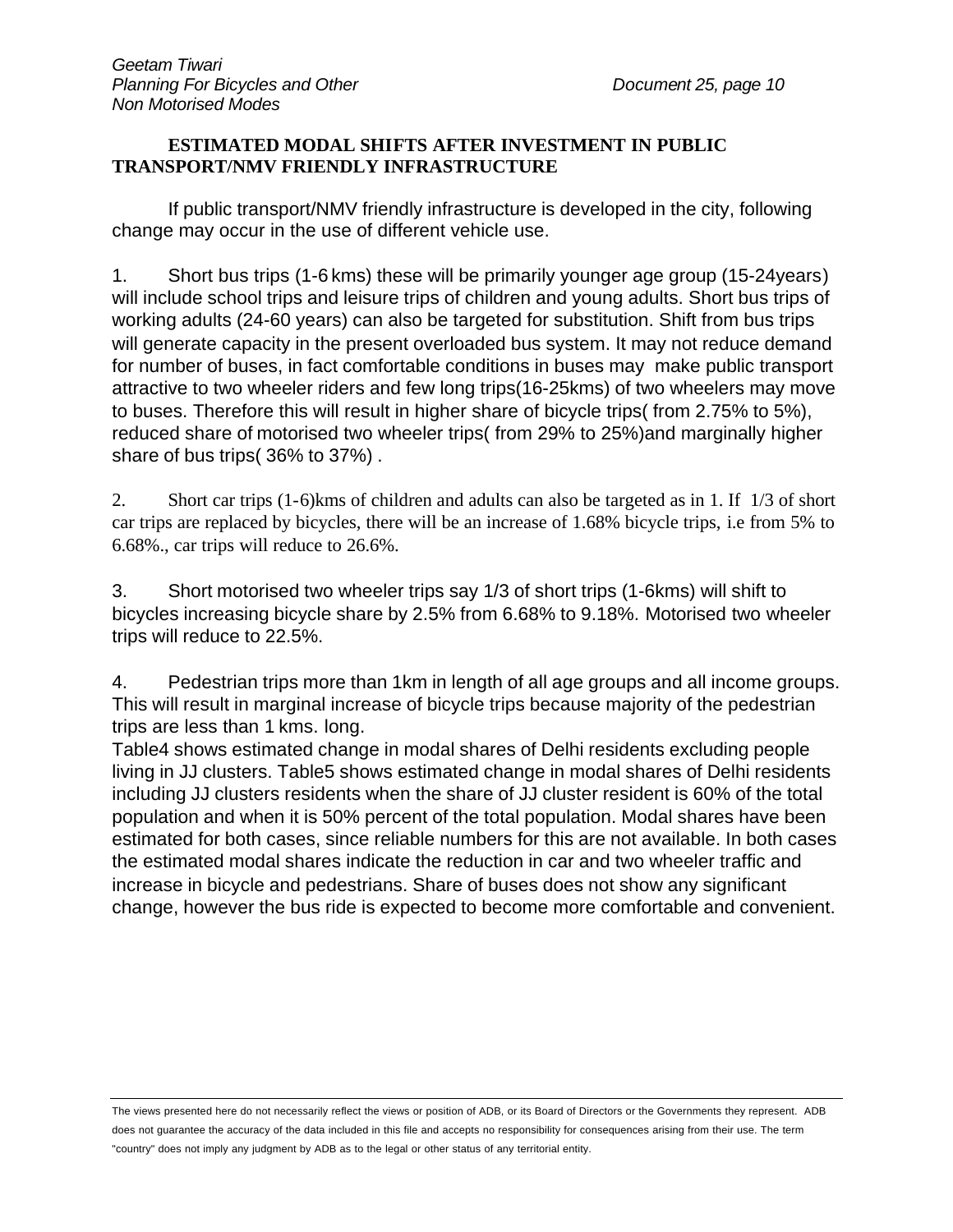## ESTIMATED MODAL SHIFTS AFTER INVESTMENT IN PUBLIC TRANSPORT/NMV FRIENDLY INFRASTRUCTURE

If public transport/NMV friendly infrastructure is developed in the city, following change may occur in the use of different vehicle use.

1. Short bus trips (1-6 kms) these will be primarily younger age group (15-24years) will include school trips and leisure trips of children and young adults. Short bus trips of working adults (24-60 years) can also be targeted for substitution. Shift from bus trips will generate capacity in the present overloaded bus system. It may not reduce demand for number of buses, in fact comfortable conditions in buses may make public transport attractive to two wheeler riders and few long trips(16-25kms) of two wheelers may move to buses. Therefore this will result in higher share of bicycle trips( from 2.75% to 5%), reduced share of motorised two wheeler trips( from 29% to 25%)and marginally higher share of bus trips( 36% to 37%) .

2. Short car trips (1-6)kms of children and adults can also be targeted as in 1. If 1/3 of short car trips are replaced by bicycles, there will be an increase of 1.68% bicycle trips, i.e from 5% to 6.68%., car trips will reduce to 26.6%.

3. Short motorised two wheeler trips say 1/3 of short trips (1-6kms) will shift to bicycles increasing bicycle share by 2.5% from 6.68% to 9.18%. Motorised two wheeler trips will reduce to 22.5%.

4. Pedestrian trips more than 1km in length of all age groups and all income groups. This will result in marginal increase of bicycle trips because majority of the pedestrian trips are less than 1 kms. long.

Table4 shows estimated change in modal shares of Delhi residents excluding people living in JJ clusters. Table5 shows estimated change in modal shares of Delhi residents including JJ clusters residents when the share of JJ cluster resident is 60% of the total population and when it is 50% percent of the total population. Modal shares have been estimated for both cases, since reliable numbers for this are not available. In both cases the estimated modal shares indicate the reduction in car and two wheeler traffic and increase in bicycle and pedestrians. Share of buses does not show any significant change, however the bus ride is expected to become more comfortable and convenient.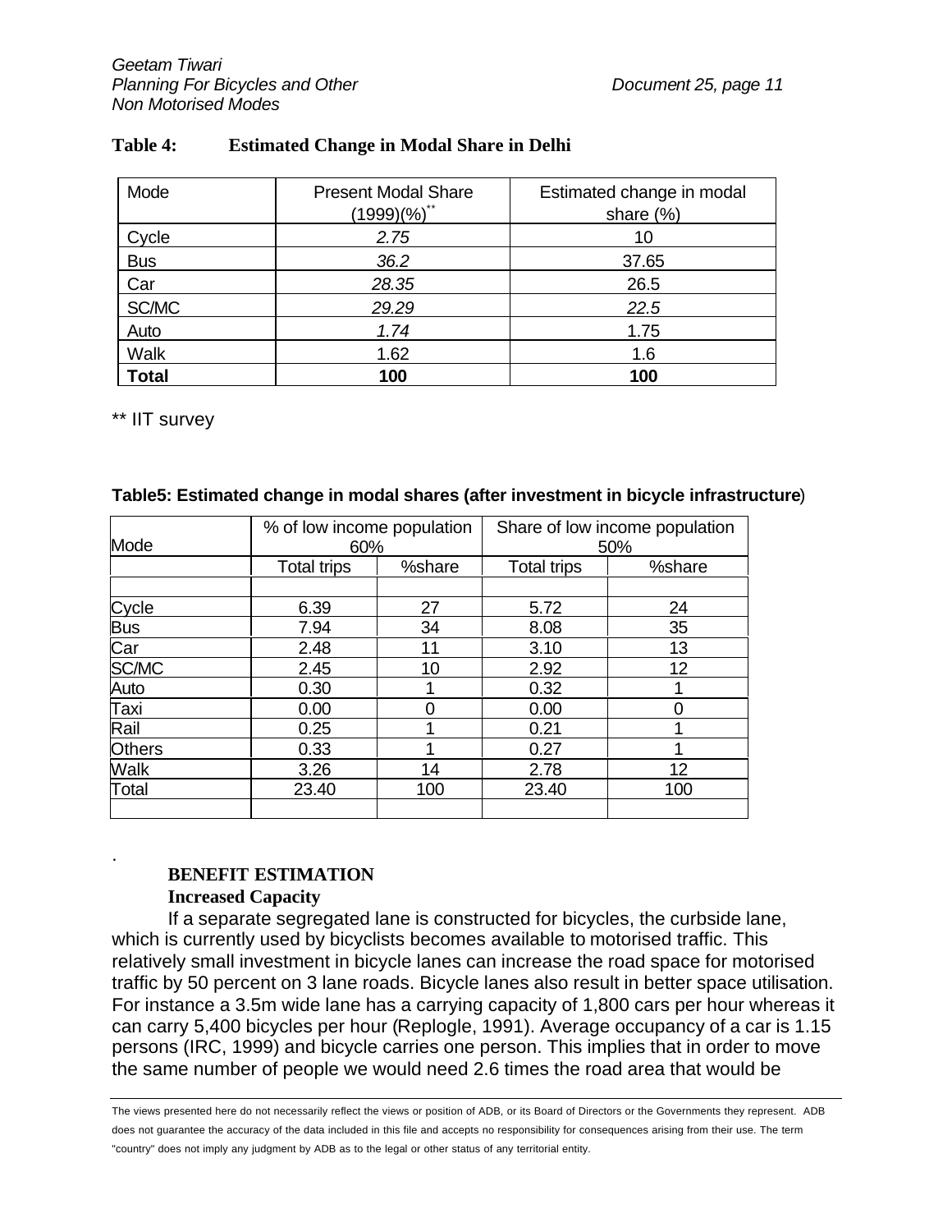**Table 4: Estimated Change in Modal Share in Delhi**

| Mode | Present Modal Share (1999)(%)** | Estimated change in modal share (%) |
|---|---|---|
| Cycle | *2.75* | 10 |
| Bus | *36.2* | 37.65 |
| Car | *28.35* | 26.5 |
| SC/MC | *29.29* | *22.5* |
| Auto | *1.74* | 1.75 |
| Walk | 1.62 | 1.6 |
| **Total** | **100** | **100** |

** IIT survey

**Table5: Estimated change in modal shares (after investment in bicycle infrastructure)**

| Mode | % of low income population 60% | | Share of low income population 50% | |
|---|---|---|---|---|
| | Total trips | %share | Total trips | %share |
| | | | | |
| Cycle | 6.39 | 27 | 5.72 | 24 |
| Bus | 7.94 | 34 | 8.08 | 35 |
| Car | 2.48 | 11 | 3.10 | 13 |
| SC/MC | 2.45 | 10 | 2.92 | 12 |
| Auto | 0.30 | 1 | 0.32 | 1 |
| Taxi | 0.00 | 0 | 0.00 | 0 |
| Rail | 0.25 | 1 | 0.21 | 1 |
| Others | 0.33 | 1 | 0.27 | 1 |
| Walk | 3.26 | 14 | 2.78 | 12 |
| Total | 23.40 | 100 | 23.40 | 100 |
| | | | | |

.

**BENEFIT ESTIMATION**

**Increased Capacity**

If a separate segregated lane is constructed for bicycles, the curbside lane, which is currently used by bicyclists becomes available to motorised traffic. This relatively small investment in bicycle lanes can increase the road space for motorised traffic by 50 percent on 3 lane roads. Bicycle lanes also result in better space utilisation. For instance a 3.5m wide lane has a carrying capacity of 1,800 cars per hour whereas it can carry 5,400 bicycles per hour (Replogle, 1991). Average occupancy of a car is 1.15 persons (IRC, 1999) and bicycle carries one person. This implies that in order to move the same number of people we would need 2.6 times the road area that would be

The views presented here do not necessarily reflect the views or position of ADB, or its Board of Directors or the Governments they represent. ADB does not guarantee the accuracy of the data included in this file and accepts no responsibility for consequences arising from their use. The term "country" does not imply any judgment by ADB as to the legal or other status of any territorial entity.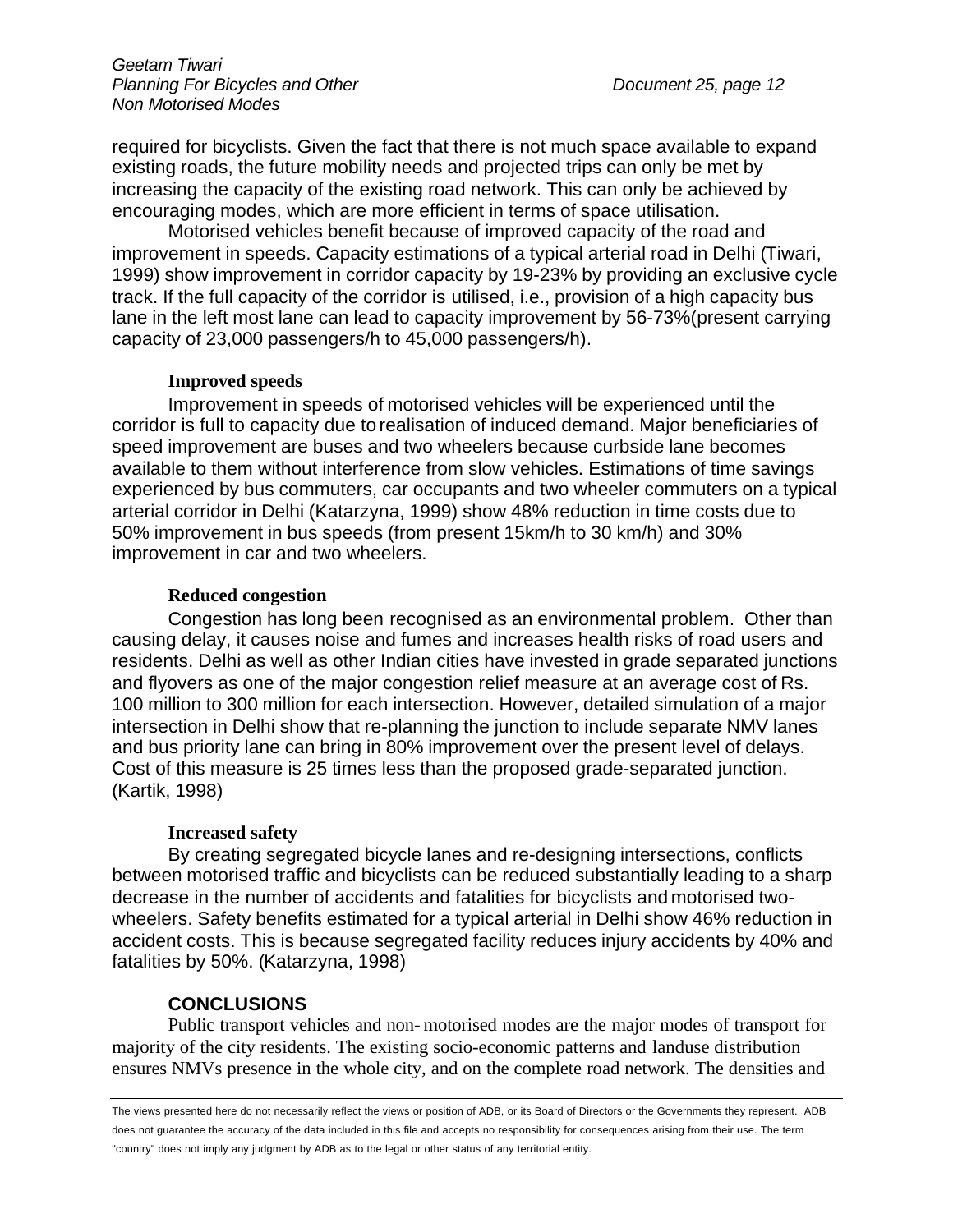required for bicyclists. Given the fact that there is not much space available to expand existing roads, the future mobility needs and projected trips can only be met by increasing the capacity of the existing road network. This can only be achieved by encouraging modes, which are more efficient in terms of space utilisation.

Motorised vehicles benefit because of improved capacity of the road and improvement in speeds. Capacity estimations of a typical arterial road in Delhi (Tiwari, 1999) show improvement in corridor capacity by 19-23% by providing an exclusive cycle track. If the full capacity of the corridor is utilised, i.e., provision of a high capacity bus lane in the left most lane can lead to capacity improvement by 56-73%(present carrying capacity of 23,000 passengers/h to 45,000 passengers/h).

**Improved speeds**

Improvement in speeds of motorised vehicles will be experienced until the corridor is full to capacity due to realisation of induced demand. Major beneficiaries of speed improvement are buses and two wheelers because curbside lane becomes available to them without interference from slow vehicles. Estimations of time savings experienced by bus commuters, car occupants and two wheeler commuters on a typical arterial corridor in Delhi (Katarzyna, 1999) show 48% reduction in time costs due to 50% improvement in bus speeds (from present 15km/h to 30 km/h) and 30% improvement in car and two wheelers.

**Reduced congestion**

Congestion has long been recognised as an environmental problem. Other than causing delay, it causes noise and fumes and increases health risks of road users and residents. Delhi as well as other Indian cities have invested in grade separated junctions and flyovers as one of the major congestion relief measure at an average cost of Rs. 100 million to 300 million for each intersection. However, detailed simulation of a major intersection in Delhi show that re-planning the junction to include separate NMV lanes and bus priority lane can bring in 80% improvement over the present level of delays. Cost of this measure is 25 times less than the proposed grade-separated junction. (Kartik, 1998)

**Increased safety**

By creating segregated bicycle lanes and re-designing intersections, conflicts between motorised traffic and bicyclists can be reduced substantially leading to a sharp decrease in the number of accidents and fatalities for bicyclists and motorised two-wheelers. Safety benefits estimated for a typical arterial in Delhi show 46% reduction in accident costs. This is because segregated facility reduces injury accidents by 40% and fatalities by 50%. (Katarzyna, 1998)

## CONCLUSIONS

Public transport vehicles and non-motorised modes are the major modes of transport for majority of the city residents. The existing socio-economic patterns and landuse distribution ensures NMVs presence in the whole city, and on the complete road network. The densities and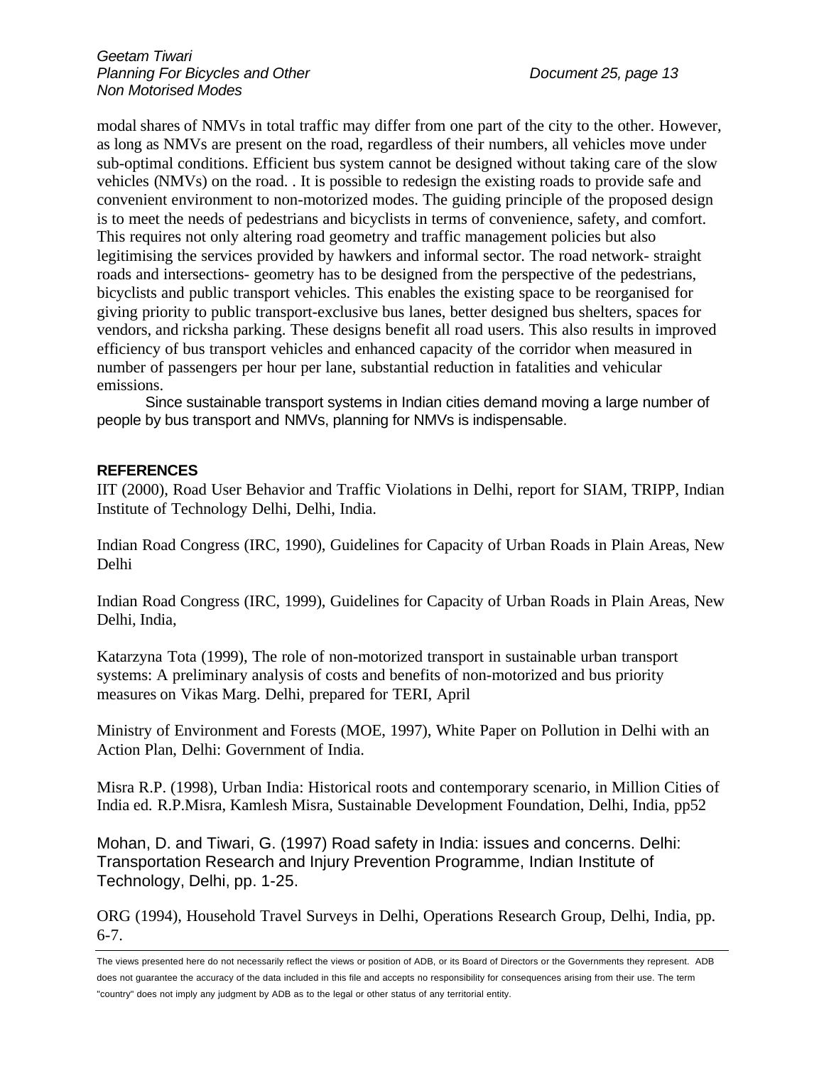modal shares of NMVs in total traffic may differ from one part of the city to the other. However, as long as NMVs are present on the road, regardless of their numbers, all vehicles move under sub-optimal conditions. Efficient bus system cannot be designed without taking care of the slow vehicles (NMVs) on the road. . It is possible to redesign the existing roads to provide safe and convenient environment to non-motorized modes. The guiding principle of the proposed design is to meet the needs of pedestrians and bicyclists in terms of convenience, safety, and comfort. This requires not only altering road geometry and traffic management policies but also legitimising the services provided by hawkers and informal sector. The road network- straight roads and intersections- geometry has to be designed from the perspective of the pedestrians, bicyclists and public transport vehicles. This enables the existing space to be reorganised for giving priority to public transport-exclusive bus lanes, better designed bus shelters, spaces for vendors, and ricksha parking. These designs benefit all road users. This also results in improved efficiency of bus transport vehicles and enhanced capacity of the corridor when measured in number of passengers per hour per lane, substantial reduction in fatalities and vehicular emissions.

Since sustainable transport systems in Indian cities demand moving a large number of people by bus transport and NMVs, planning for NMVs is indispensable.

## REFERENCES

IIT (2000), Road User Behavior and Traffic Violations in Delhi, report for SIAM, TRIPP, Indian Institute of Technology Delhi, Delhi, India.

Indian Road Congress (IRC, 1990), Guidelines for Capacity of Urban Roads in Plain Areas, New Delhi

Indian Road Congress (IRC, 1999), Guidelines for Capacity of Urban Roads in Plain Areas, New Delhi, India,

Katarzyna Tota (1999), The role of non-motorized transport in sustainable urban transport systems: A preliminary analysis of costs and benefits of non-motorized and bus priority measures on Vikas Marg. Delhi, prepared for TERI, April

Ministry of Environment and Forests (MOE, 1997), White Paper on Pollution in Delhi with an Action Plan, Delhi: Government of India.

Misra R.P. (1998), Urban India: Historical roots and contemporary scenario, in Million Cities of India ed. R.P.Misra, Kamlesh Misra, Sustainable Development Foundation, Delhi, India, pp52

Mohan, D. and Tiwari, G. (1997) Road safety in India: issues and concerns. Delhi: Transportation Research and Injury Prevention Programme, Indian Institute of Technology, Delhi, pp. 1-25.

ORG (1994), Household Travel Surveys in Delhi, Operations Research Group, Delhi, India, pp. 6-7.

The views presented here do not necessarily reflect the views or position of ADB, or its Board of Directors or the Governments they represent. ADB does not guarantee the accuracy of the data included in this file and accepts no responsibility for consequences arising from their use. The term "country" does not imply any judgment by ADB as to the legal or other status of any territorial entity.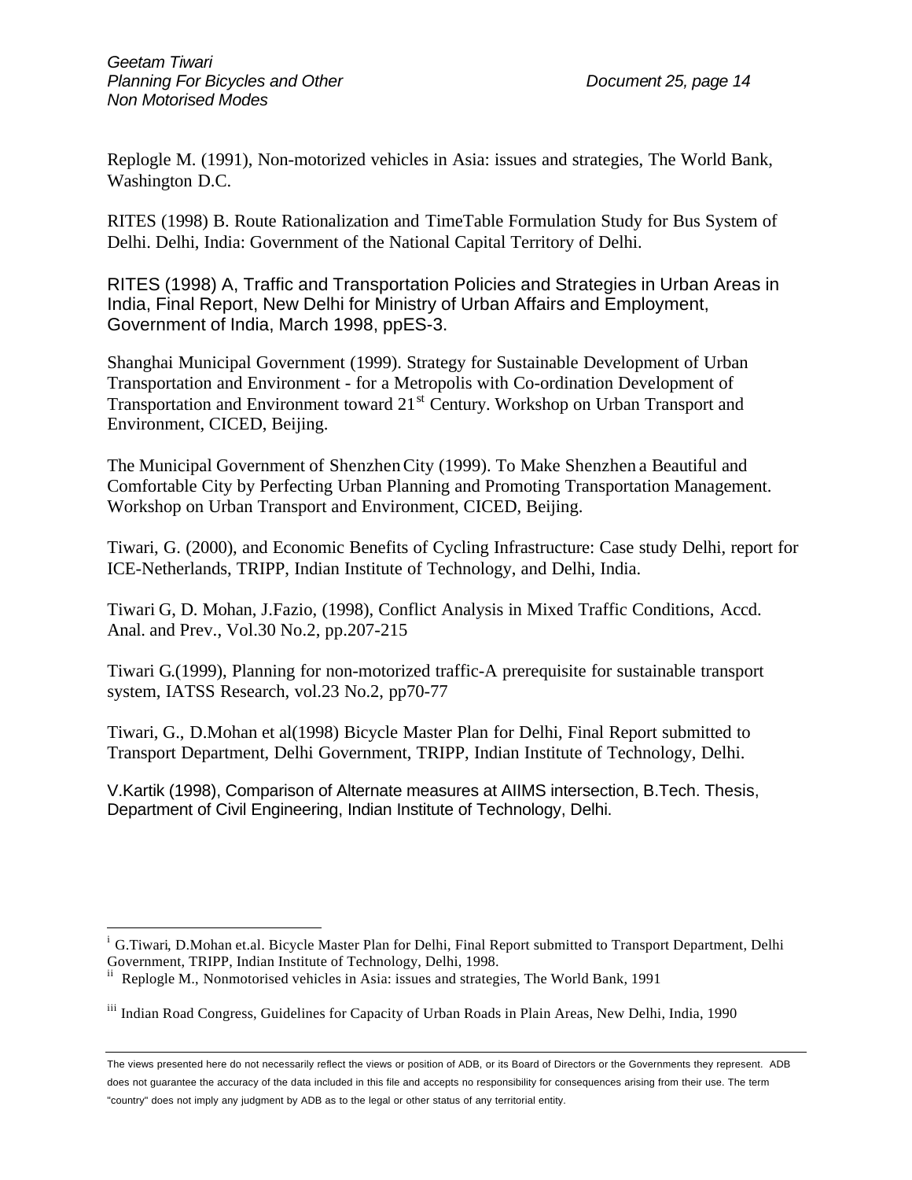Replogle M. (1991), Non-motorized vehicles in Asia: issues and strategies, The World Bank, Washington D.C.

RITES (1998) B. Route Rationalization and TimeTable Formulation Study for Bus System of Delhi. Delhi, India: Government of the National Capital Territory of Delhi.

RITES (1998) A, Traffic and Transportation Policies and Strategies in Urban Areas in India, Final Report, New Delhi for Ministry of Urban Affairs and Employment, Government of India, March 1998, ppES-3.

Shanghai Municipal Government (1999). Strategy for Sustainable Development of Urban Transportation and Environment - for a Metropolis with Co-ordination Development of Transportation and Environment toward 21st Century. Workshop on Urban Transport and Environment, CICED, Beijing.

The Municipal Government of Shenzhen City (1999). To Make Shenzhen a Beautiful and Comfortable City by Perfecting Urban Planning and Promoting Transportation Management. Workshop on Urban Transport and Environment, CICED, Beijing.

Tiwari, G. (2000), and Economic Benefits of Cycling Infrastructure: Case study Delhi, report for ICE-Netherlands, TRIPP, Indian Institute of Technology, and Delhi, India.

Tiwari G, D. Mohan, J.Fazio, (1998), Conflict Analysis in Mixed Traffic Conditions, Accd. Anal. and Prev., Vol.30 No.2, pp.207-215

Tiwari G.(1999), Planning for non-motorized traffic-A prerequisite for sustainable transport system, IATSS Research, vol.23 No.2, pp70-77

Tiwari, G., D.Mohan et al(1998) Bicycle Master Plan for Delhi, Final Report submitted to Transport Department, Delhi Government, TRIPP, Indian Institute of Technology, Delhi.

V.Kartik (1998), Comparison of Alternate measures at AIIMS intersection, B.Tech. Thesis, Department of Civil Engineering, Indian Institute of Technology, Delhi.

---

[i] G.Tiwari, D.Mohan et.al. Bicycle Master Plan for Delhi, Final Report submitted to Transport Department, Delhi Government, TRIPP, Indian Institute of Technology, Delhi, 1998.

[ii] Replogle M., Nonmotorised vehicles in Asia: issues and strategies, The World Bank, 1991

[iii] Indian Road Congress, Guidelines for Capacity of Urban Roads in Plain Areas, New Delhi, India, 1990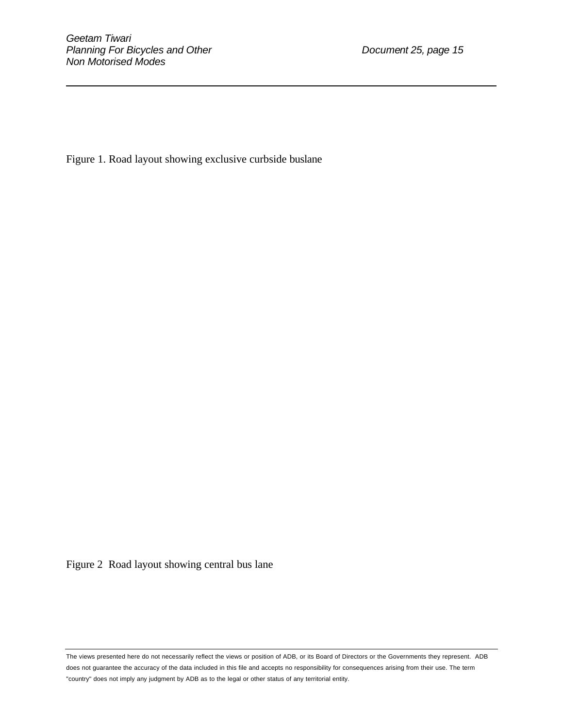Figure 1. Road layout showing exclusive curbside buslane

Figure 2  Road layout showing central bus lane

The views presented here do not necessarily reflect the views or position of ADB, or its Board of Directors or the Governments they represent. ADB does not guarantee the accuracy of the data included in this file and accepts no responsibility for consequences arising from their use. The term "country" does not imply any judgment by ADB as to the legal or other status of any territorial entity.